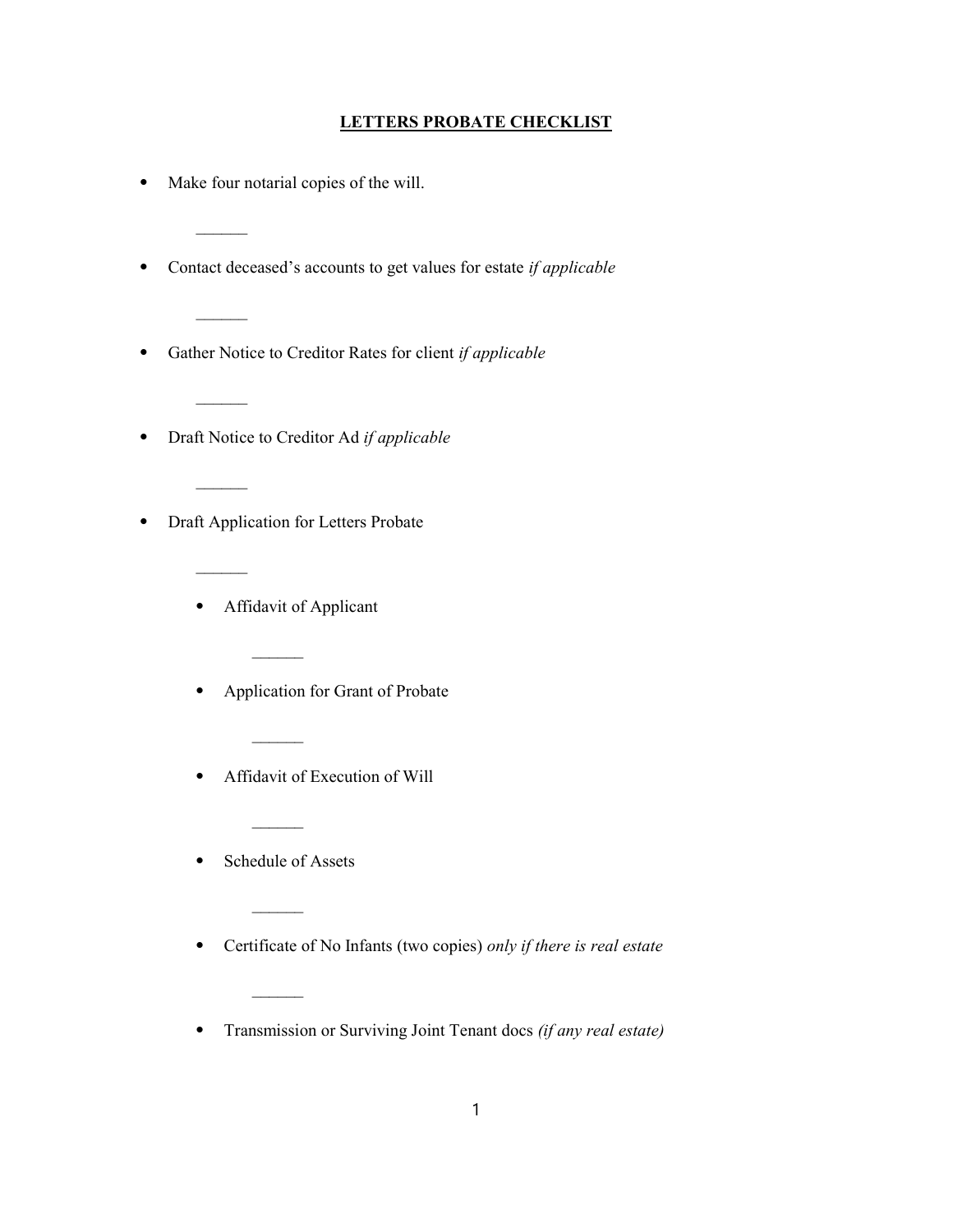# **LETTERS PROBATE CHECKLIST**

- Make four notarial copies of the will.

  ______

- Contact deceased's accounts to get values for estate *if applicable*

  ______

- Gather Notice to Creditor Rates for client *if applicable*

  ______

- Draft Notice to Creditor Ad *if applicable*

  ______

- Draft Application for Letters Probate

  ______

  - Affidavit of Applicant

    ______

  - Application for Grant of Probate

    ______

  - Affidavit of Execution of Will

    ______

  - Schedule of Assets

    ______

  - Certificate of No Infants (two copies) *only if there is real estate*

    ______

  - Transmission or Surviving Joint Tenant docs *(if any real estate)*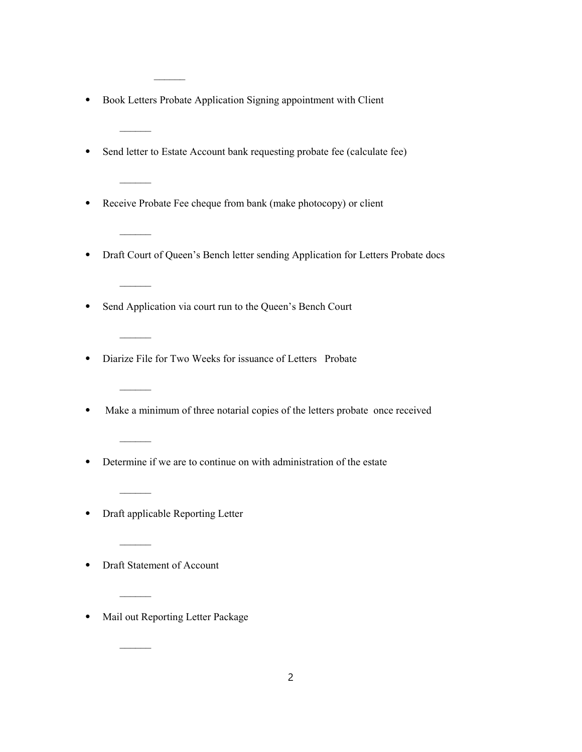______

- Book Letters Probate Application Signing appointment with Client

______

- Send letter to Estate Account bank requesting probate fee (calculate fee)

______

- Receive Probate Fee cheque from bank (make photocopy) or client

______

- Draft Court of Queen's Bench letter sending Application for Letters Probate docs

______

- Send Application via court run to the Queen's Bench Court

______

- Diarize File for Two Weeks for issuance of Letters Probate

______

- Make a minimum of three notarial copies of the letters probate once received

______

- Determine if we are to continue on with administration of the estate

______

- Draft applicable Reporting Letter

______

- Draft Statement of Account

______

- Mail out Reporting Letter Package

______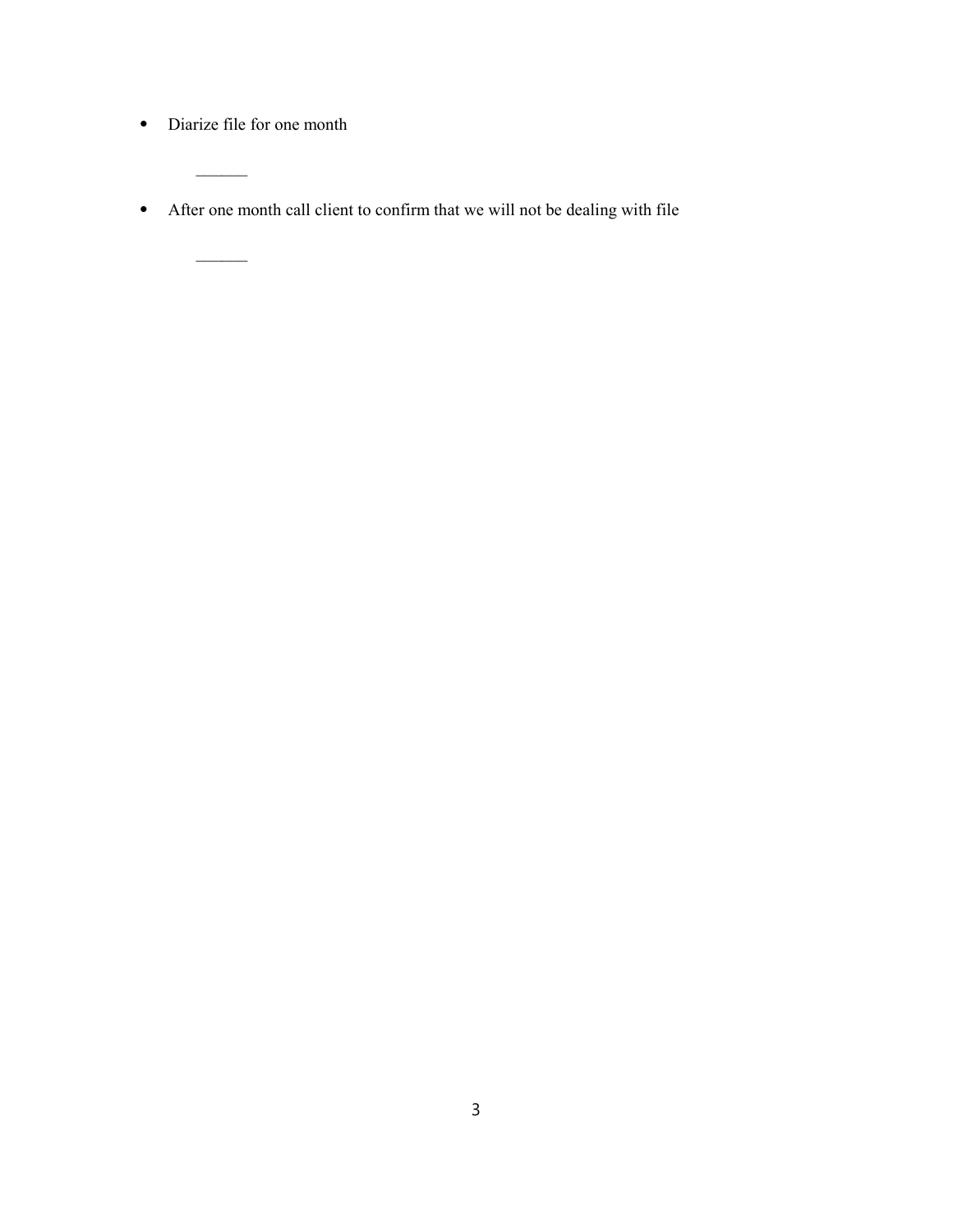- Diarize file for one month

  \_\_\_\_\_\_

- After one month call client to confirm that we will not be dealing with file

  \_\_\_\_\_\_